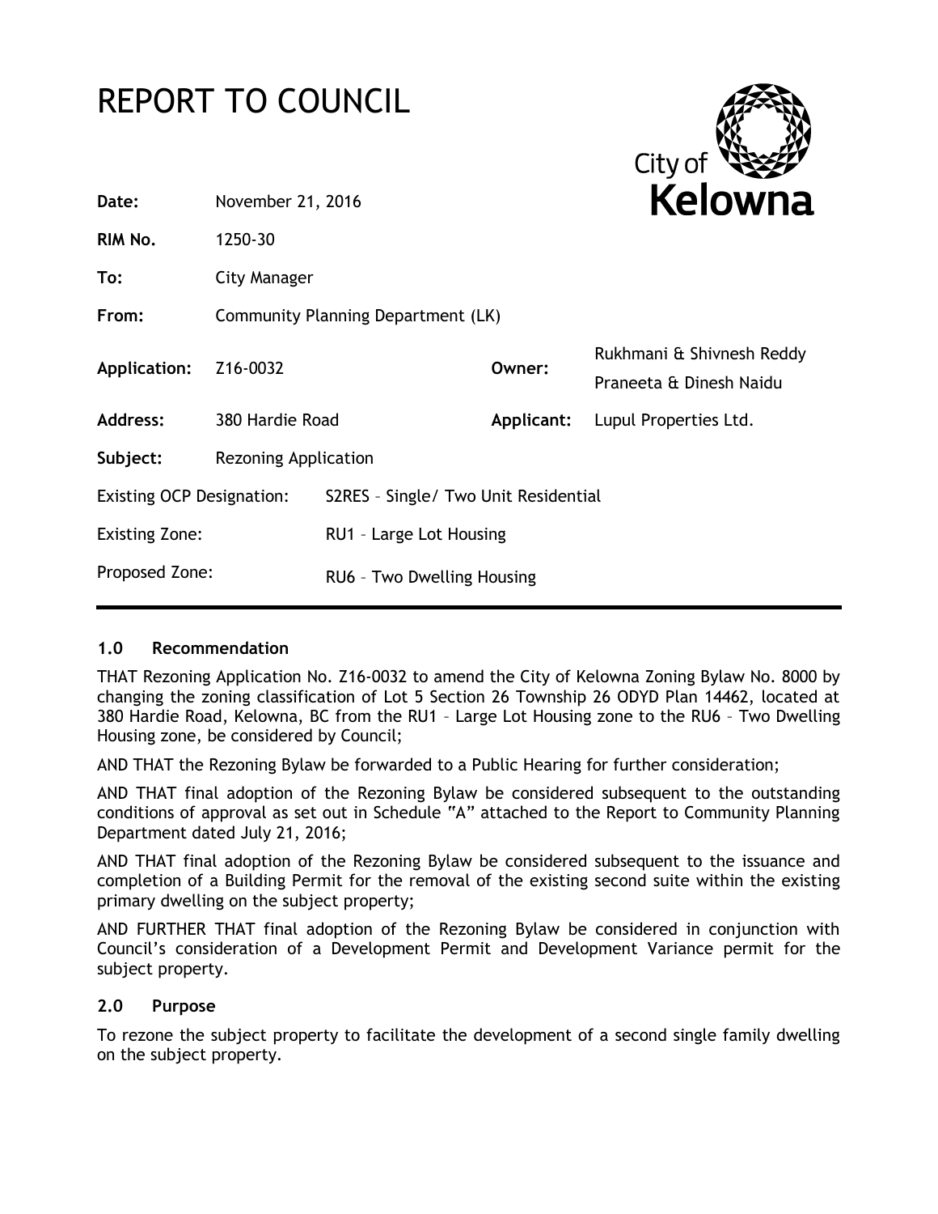# REPORT TO COUNCIL

| | | | |
|---|---|---|---|
| **Date:** | November 21, 2016 | | |
| **RIM No.** | 1250-30 | | |
| **To:** | City Manager | | |
| **From:** | Community Planning Department (LK) | | |
| **Application:** | Z16-0032 | **Owner:** | Rukhmani & Shivnesh Reddy<br>Praneeta & Dinesh Naidu |
| **Address:** | 380 Hardie Road | **Applicant:** | Lupul Properties Ltd. |
| **Subject:** | Rezoning Application | | |
| Existing OCP Designation: | S2RES – Single/ Two Unit Residential | | |
| Existing Zone: | RU1 – Large Lot Housing | | |
| Proposed Zone: | RU6 – Two Dwelling Housing | | |

## 1.0 Recommendation

THAT Rezoning Application No. Z16-0032 to amend the City of Kelowna Zoning Bylaw No. 8000 by changing the zoning classification of Lot 5 Section 26 Township 26 ODYD Plan 14462, located at 380 Hardie Road, Kelowna, BC from the RU1 – Large Lot Housing zone to the RU6 – Two Dwelling Housing zone, be considered by Council;

AND THAT the Rezoning Bylaw be forwarded to a Public Hearing for further consideration;

AND THAT final adoption of the Rezoning Bylaw be considered subsequent to the outstanding conditions of approval as set out in Schedule "A" attached to the Report to Community Planning Department dated July 21, 2016;

AND THAT final adoption of the Rezoning Bylaw be considered subsequent to the issuance and completion of a Building Permit for the removal of the existing second suite within the existing primary dwelling on the subject property;

AND FURTHER THAT final adoption of the Rezoning Bylaw be considered in conjunction with Council's consideration of a Development Permit and Development Variance permit for the subject property.

## 2.0 Purpose

To rezone the subject property to facilitate the development of a second single family dwelling on the subject property.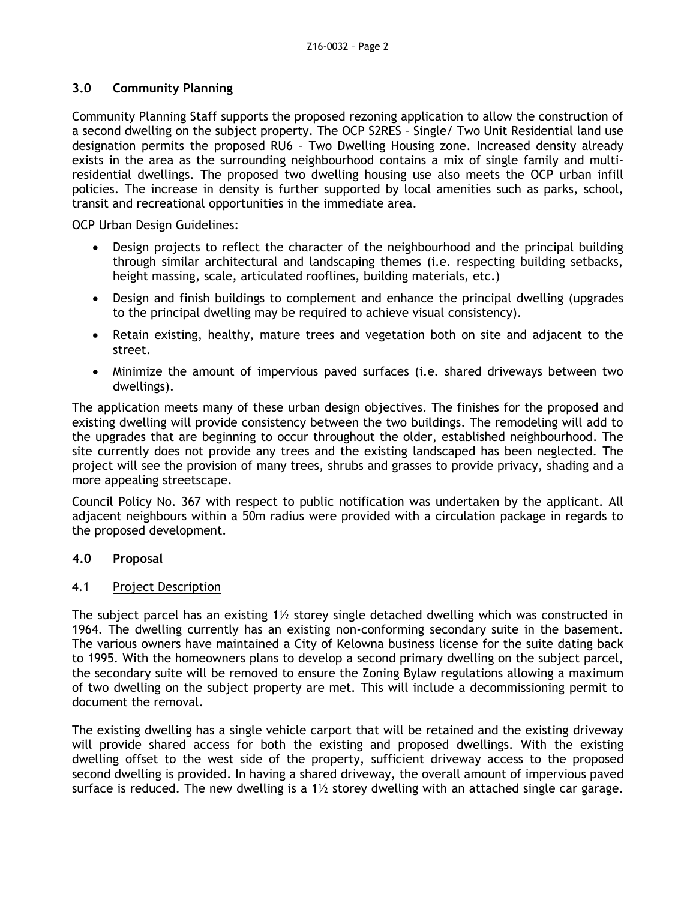## 3.0 Community Planning

Community Planning Staff supports the proposed rezoning application to allow the construction of a second dwelling on the subject property. The OCP S2RES – Single/ Two Unit Residential land use designation permits the proposed RU6 – Two Dwelling Housing zone. Increased density already exists in the area as the surrounding neighbourhood contains a mix of single family and multi-residential dwellings. The proposed two dwelling housing use also meets the OCP urban infill policies. The increase in density is further supported by local amenities such as parks, school, transit and recreational opportunities in the immediate area.

OCP Urban Design Guidelines:

- Design projects to reflect the character of the neighbourhood and the principal building through similar architectural and landscaping themes (i.e. respecting building setbacks, height massing, scale, articulated rooflines, building materials, etc.)
- Design and finish buildings to complement and enhance the principal dwelling (upgrades to the principal dwelling may be required to achieve visual consistency).
- Retain existing, healthy, mature trees and vegetation both on site and adjacent to the street.
- Minimize the amount of impervious paved surfaces (i.e. shared driveways between two dwellings).

The application meets many of these urban design objectives. The finishes for the proposed and existing dwelling will provide consistency between the two buildings. The remodeling will add to the upgrades that are beginning to occur throughout the older, established neighbourhood. The site currently does not provide any trees and the existing landscaped has been neglected. The project will see the provision of many trees, shrubs and grasses to provide privacy, shading and a more appealing streetscape.

Council Policy No. 367 with respect to public notification was undertaken by the applicant. All adjacent neighbours within a 50m radius were provided with a circulation package in regards to the proposed development.

## 4.0 Proposal

### 4.1 Project Description

The subject parcel has an existing 1½ storey single detached dwelling which was constructed in 1964. The dwelling currently has an existing non-conforming secondary suite in the basement. The various owners have maintained a City of Kelowna business license for the suite dating back to 1995. With the homeowners plans to develop a second primary dwelling on the subject parcel, the secondary suite will be removed to ensure the Zoning Bylaw regulations allowing a maximum of two dwelling on the subject property are met. This will include a decommissioning permit to document the removal.

The existing dwelling has a single vehicle carport that will be retained and the existing driveway will provide shared access for both the existing and proposed dwellings. With the existing dwelling offset to the west side of the property, sufficient driveway access to the proposed second dwelling is provided. In having a shared driveway, the overall amount of impervious paved surface is reduced. The new dwelling is a 1½ storey dwelling with an attached single car garage.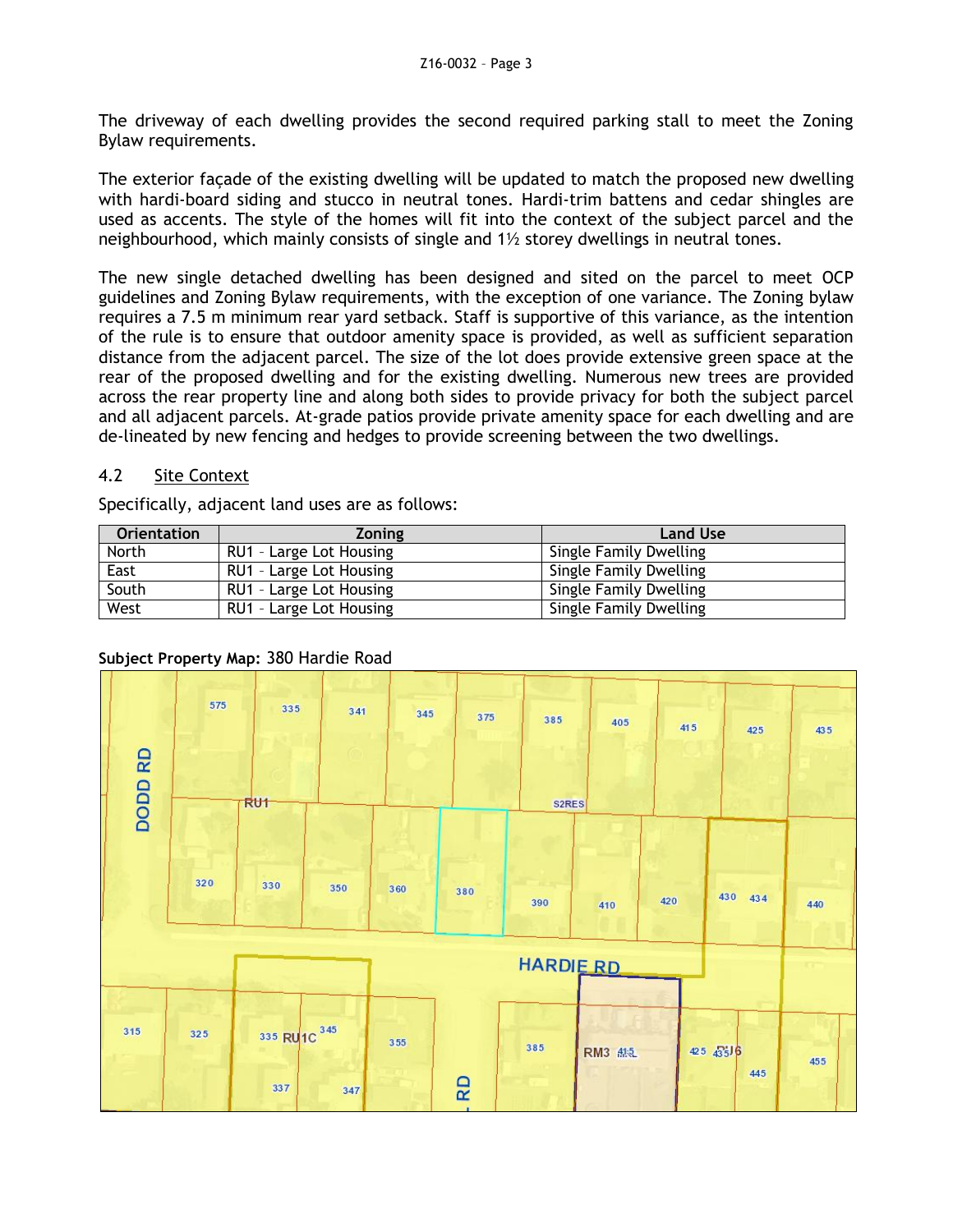The driveway of each dwelling provides the second required parking stall to meet the Zoning Bylaw requirements.

The exterior façade of the existing dwelling will be updated to match the proposed new dwelling with hardi-board siding and stucco in neutral tones. Hardi-trim battens and cedar shingles are used as accents. The style of the homes will fit into the context of the subject parcel and the neighbourhood, which mainly consists of single and 1½ storey dwellings in neutral tones.

The new single detached dwelling has been designed and sited on the parcel to meet OCP guidelines and Zoning Bylaw requirements, with the exception of one variance. The Zoning bylaw requires a 7.5 m minimum rear yard setback. Staff is supportive of this variance, as the intention of the rule is to ensure that outdoor amenity space is provided, as well as sufficient separation distance from the adjacent parcel. The size of the lot does provide extensive green space at the rear of the proposed dwelling and for the existing dwelling. Numerous new trees are provided across the rear property line and along both sides to provide privacy for both the subject parcel and all adjacent parcels. At-grade patios provide private amenity space for each dwelling and are de-lineated by new fencing and hedges to provide screening between the two dwellings.

## 4.2 Site Context

Specifically, adjacent land uses are as follows:

| Orientation | Zoning | Land Use |
|---|---|---|
| North | RU1 – Large Lot Housing | Single Family Dwelling |
| East | RU1 – Large Lot Housing | Single Family Dwelling |
| South | RU1 – Large Lot Housing | Single Family Dwelling |
| West | RU1 – Large Lot Housing | Single Family Dwelling |

**Subject Property Map:** 380 Hardie Road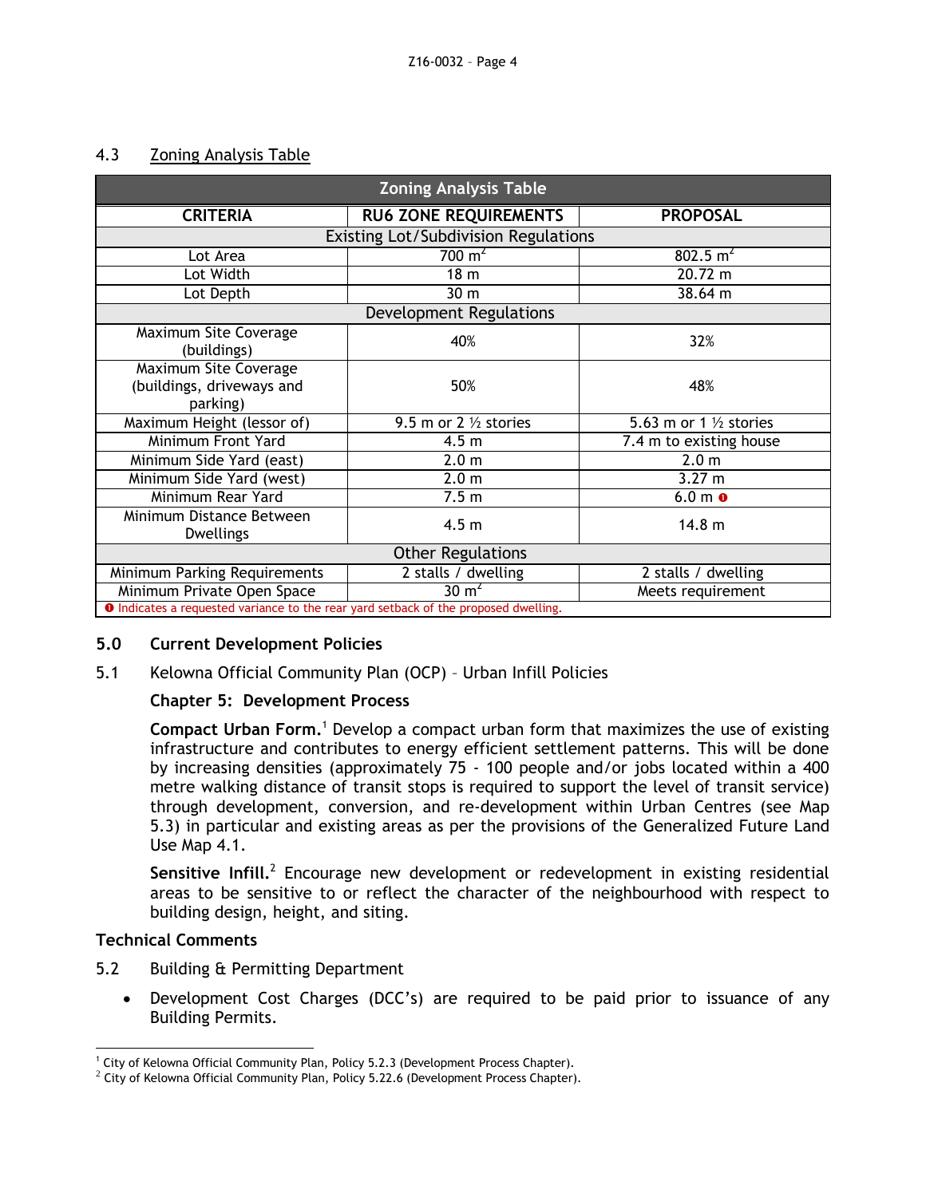## 4.3 Zoning Analysis Table

| Zoning Analysis Table | | |
|---|---|---|
| **CRITERIA** | **RU6 ZONE REQUIREMENTS** | **PROPOSAL** |
| Existing Lot/Subdivision Regulations | | |
| Lot Area | 700 $m^2$ | 802.5 $m^2$ |
| Lot Width | 18 m | 20.72 m |
| Lot Depth | 30 m | 38.64 m |
| Development Regulations | | |
| Maximum Site Coverage (buildings) | 40% | 32% |
| Maximum Site Coverage (buildings, driveways and parking) | 50% | 48% |
| Maximum Height (lessor of) | 9.5 m or 2 ½ stories | 5.63 m or 1 ½ stories |
| Minimum Front Yard | 4.5 m | 7.4 m to existing house |
| Minimum Side Yard (east) | 2.0 m | 2.0 m |
| Minimum Side Yard (west) | 2.0 m | 3.27 m |
| Minimum Rear Yard | 7.5 m | 6.0 m ❶ |
| Minimum Distance Between Dwellings | 4.5 m | 14.8 m |
| Other Regulations | | |
| Minimum Parking Requirements | 2 stalls / dwelling | 2 stalls / dwelling |
| Minimum Private Open Space | 30 $m^2$ | Meets requirement |
| ❶ Indicates a requested variance to the rear yard setback of the proposed dwelling. | | |

## 5.0 Current Development Policies

### 5.1 Kelowna Official Community Plan (OCP) – Urban Infill Policies

**Chapter 5: Development Process**

**Compact Urban Form.**[1] Develop a compact urban form that maximizes the use of existing infrastructure and contributes to energy efficient settlement patterns. This will be done by increasing densities (approximately 75 - 100 people and/or jobs located within a 400 metre walking distance of transit stops is required to support the level of transit service) through development, conversion, and re-development within Urban Centres (see Map 5.3) in particular and existing areas as per the provisions of the Generalized Future Land Use Map 4.1.

**Sensitive Infill.**[2] Encourage new development or redevelopment in existing residential areas to be sensitive to or reflect the character of the neighbourhood with respect to building design, height, and siting.

### Technical Comments

### 5.2 Building & Permitting Department

- Development Cost Charges (DCC's) are required to be paid prior to issuance of any Building Permits.

---

[1] City of Kelowna Official Community Plan, Policy 5.2.3 (Development Process Chapter).

[2] City of Kelowna Official Community Plan, Policy 5.22.6 (Development Process Chapter).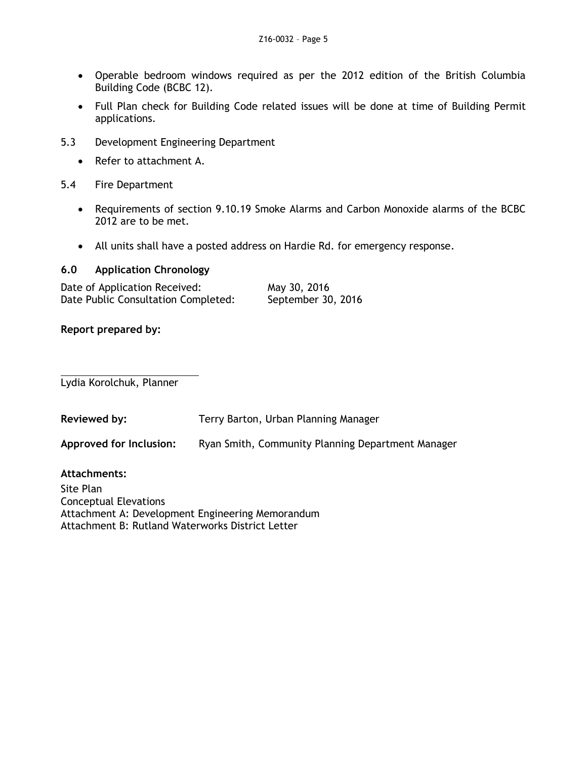- Operable bedroom windows required as per the 2012 edition of the British Columbia Building Code (BCBC 12).
- Full Plan check for Building Code related issues will be done at time of Building Permit applications.

5.3 Development Engineering Department

- Refer to attachment A.

5.4 Fire Department

- Requirements of section 9.10.19 Smoke Alarms and Carbon Monoxide alarms of the BCBC 2012 are to be met.
- All units shall have a posted address on Hardie Rd. for emergency response.

## 6.0 Application Chronology

Date of Application Received: May 30, 2016
Date Public Consultation Completed: September 30, 2016

**Report prepared by:**

Lydia Korolchuk, Planner

**Reviewed by:** Terry Barton, Urban Planning Manager

**Approved for Inclusion:** Ryan Smith, Community Planning Department Manager

**Attachments:**

Site Plan
Conceptual Elevations
Attachment A: Development Engineering Memorandum
Attachment B: Rutland Waterworks District Letter